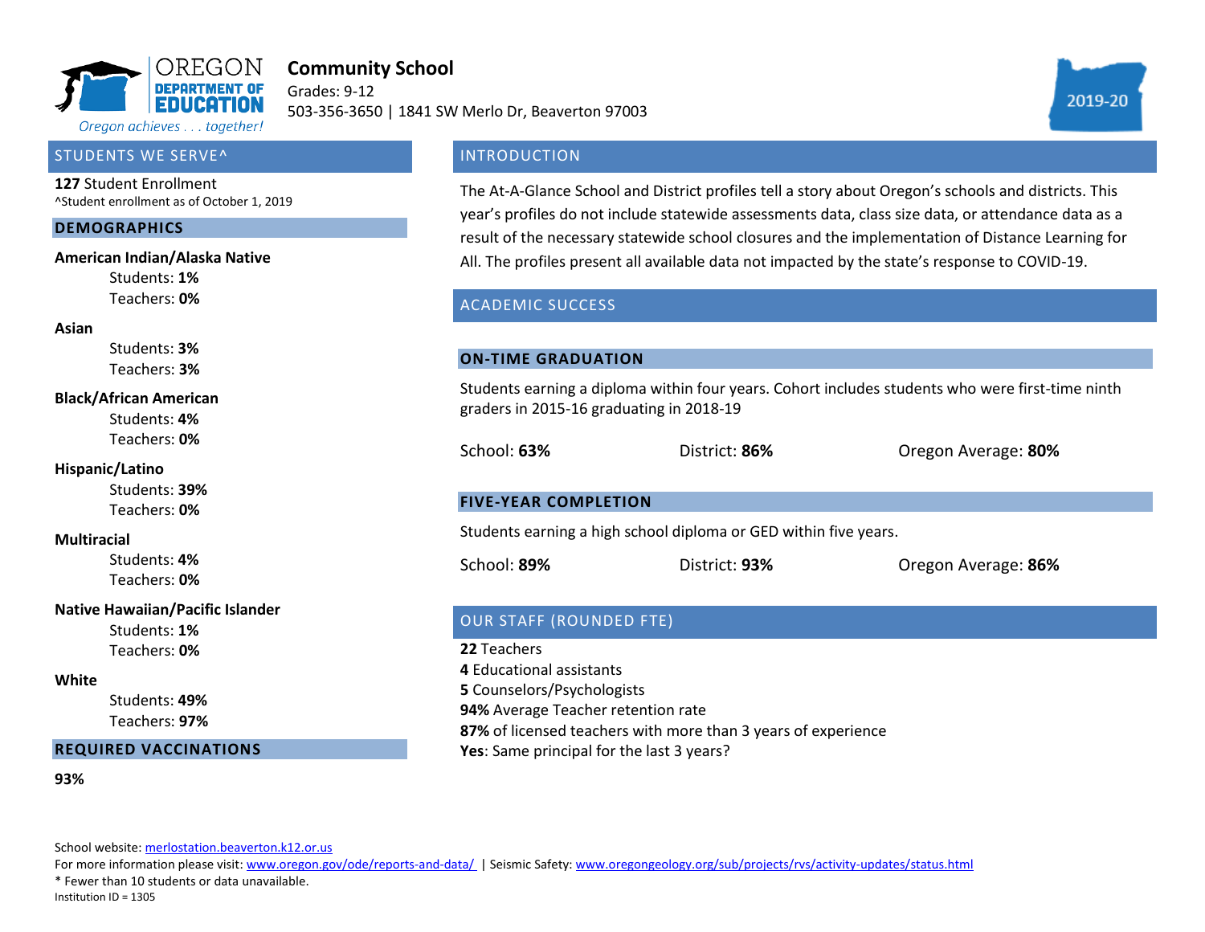OREGON DEPARTMENT OF EDUCATION

*Oregon achieves . . . together!*

# Community School

Grades: 9-12

503-356-3650 | 1841 SW Merlo Dr, Beaverton 97003

2019-20

## STUDENTS WE SERVE^

**127** Student Enrollment

^Student enrollment as of October 1, 2019

### DEMOGRAPHICS

**American Indian/Alaska Native**
- Students: **1%**
- Teachers: **0%**

**Asian**
- Students: **3%**
- Teachers: **3%**

**Black/African American**
- Students: **4%**
- Teachers: **0%**

**Hispanic/Latino**
- Students: **39%**
- Teachers: **0%**

**Multiracial**
- Students: **4%**
- Teachers: **0%**

**Native Hawaiian/Pacific Islander**
- Students: **1%**
- Teachers: **0%**

**White**
- Students: **49%**
- Teachers: **97%**

### REQUIRED VACCINATIONS

**93%**

## INTRODUCTION

The At-A-Glance School and District profiles tell a story about Oregon's schools and districts. This year's profiles do not include statewide assessments data, class size data, or attendance data as a result of the necessary statewide school closures and the implementation of Distance Learning for All. The profiles present all available data not impacted by the state's response to COVID-19.

## ACADEMIC SUCCESS

### ON-TIME GRADUATION

Students earning a diploma within four years. Cohort includes students who were first-time ninth graders in 2015-16 graduating in 2018-19

School: **63%** | District: **86%** | Oregon Average: **80%**

### FIVE-YEAR COMPLETION

Students earning a high school diploma or GED within five years.

School: **89%** | District: **93%** | Oregon Average: **86%**

## OUR STAFF (ROUNDED FTE)

**22** Teachers

**4** Educational assistants

**5** Counselors/Psychologists

**94%** Average Teacher retention rate

**87%** of licensed teachers with more than 3 years of experience

**Yes**: Same principal for the last 3 years?

School website: merlostation.beaverton.k12.or.us

For more information please visit: www.oregon.gov/ode/reports-and-data/ | Seismic Safety: www.oregongeology.org/sub/projects/rvs/activity-updates/status.html

* Fewer than 10 students or data unavailable.

Institution ID = 1305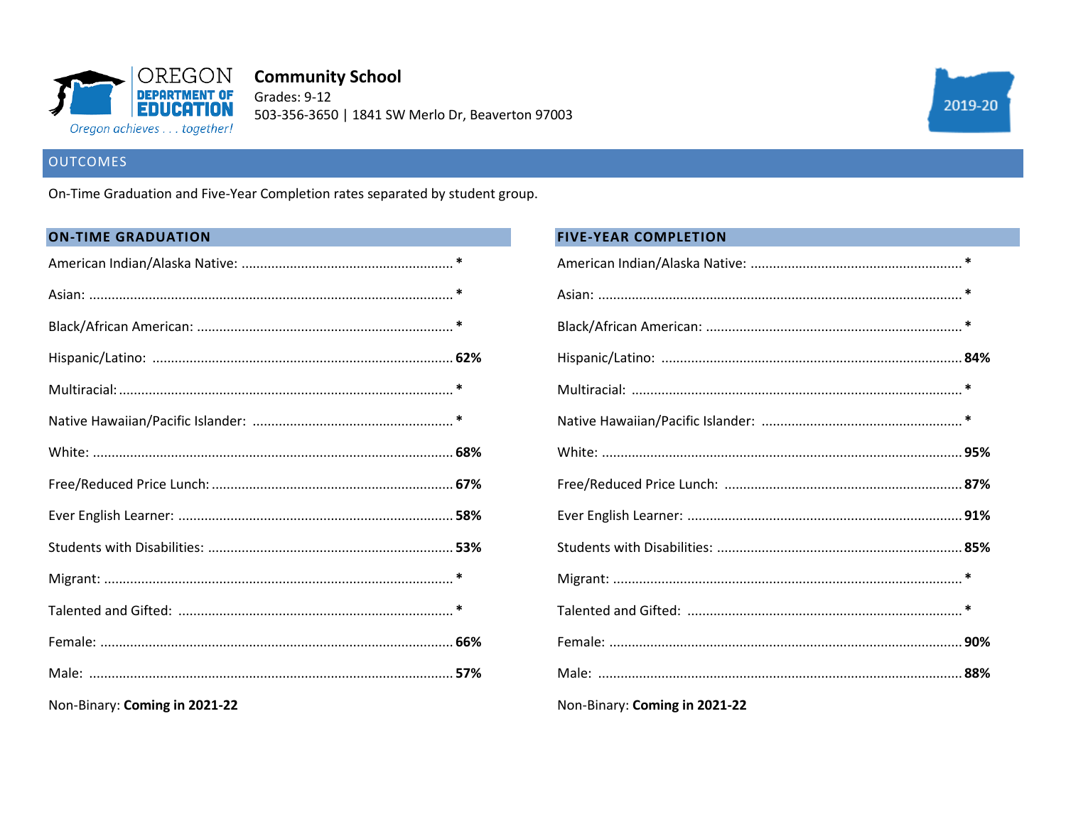Oregon Department of Education

Oregon achieves . . . together!

**Community School**

Grades: 9-12

503-356-3650 | 1841 SW Merlo Dr, Beaverton 97003

2019-20

## OUTCOMES

On-Time Graduation and Five-Year Completion rates separated by student group.

### ON-TIME GRADUATION

American Indian/Alaska Native: ........................................................ *

Asian: ........................................................................................ *

Black/African American: .................................................................... *

Hispanic/Latino: ................................................................................ **62%**

Multiracial: ........................................................................................ *

Native Hawaiian/Pacific Islander: ..................................................... *

White: ................................................................................................ **68%**

Free/Reduced Price Lunch: ................................................................ **67%**

Ever English Learner: ......................................................................... **58%**

Students with Disabilities: ................................................................. **53%**

Migrant: ............................................................................................ *

Talented and Gifted: ......................................................................... *

Female: .............................................................................................. **66%**

Male: ................................................................................................. **57%**

Non-Binary: **Coming in 2021-22**

### FIVE-YEAR COMPLETION

American Indian/Alaska Native: ........................................................ *

Asian: ........................................................................................ *

Black/African American: .................................................................... *

Hispanic/Latino: ................................................................................ **84%**

Multiracial: ........................................................................................ *

Native Hawaiian/Pacific Islander: ..................................................... *

White: ................................................................................................ **95%**

Free/Reduced Price Lunch: ................................................................ **87%**

Ever English Learner: ......................................................................... **91%**

Students with Disabilities: ................................................................. **85%**

Migrant: ............................................................................................ *

Talented and Gifted: ......................................................................... *

Female: .............................................................................................. **90%**

Male: ................................................................................................. **88%**

Non-Binary: **Coming in 2021-22**